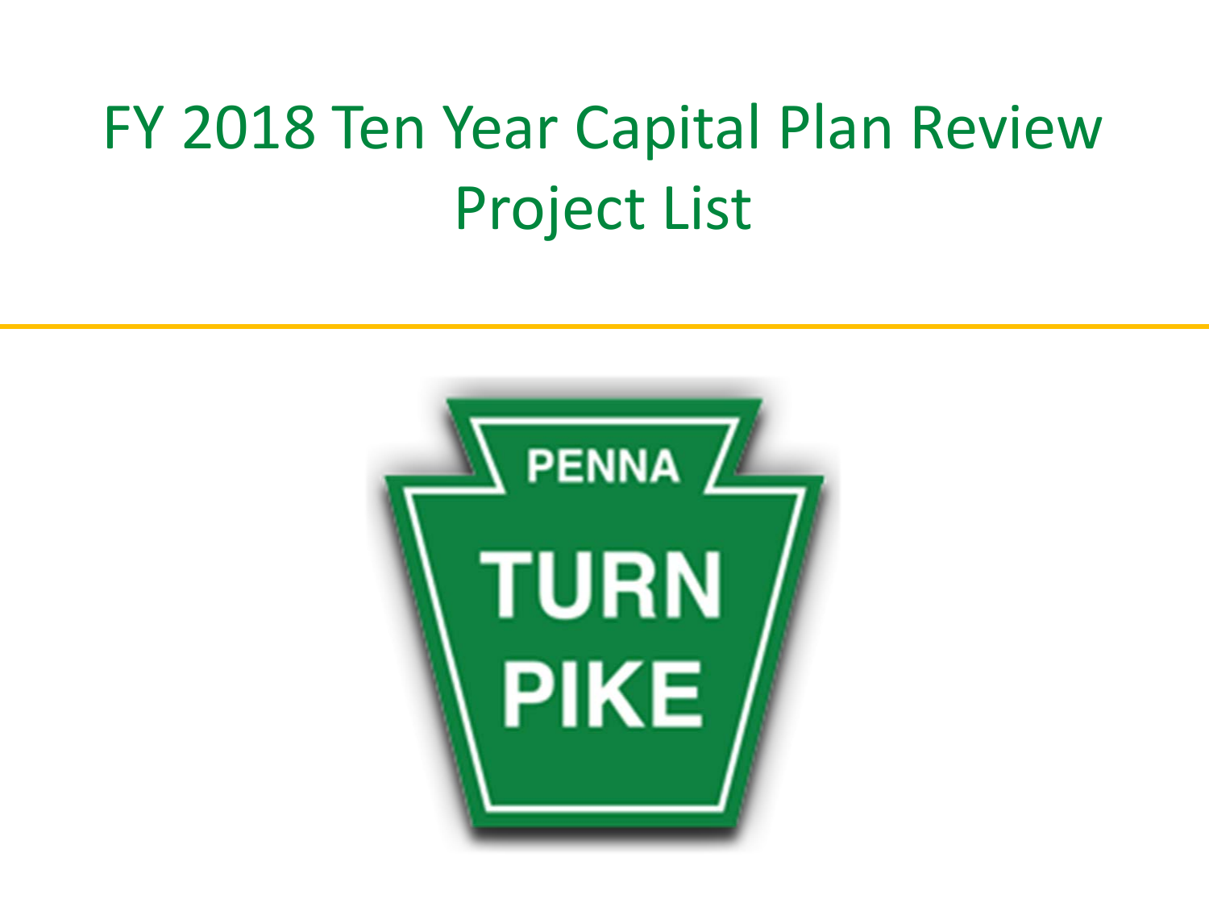# FY 2018 Ten Year Capital Plan Review Project List

PENNA

TURN

PIKE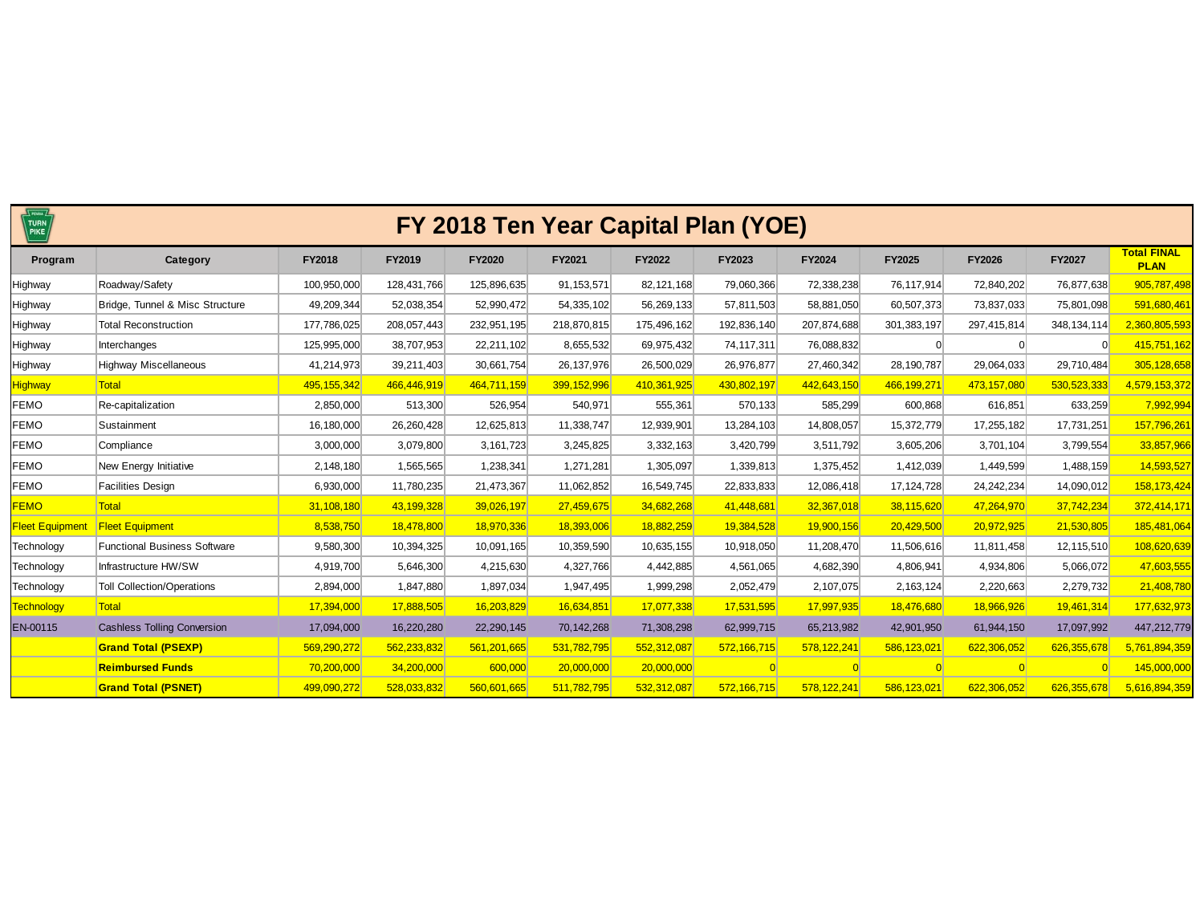# FY 2018 Ten Year Capital Plan (YOE)

| Program | Category | FY2018 | FY2019 | FY2020 | FY2021 | FY2022 | FY2023 | FY2024 | FY2025 | FY2026 | FY2027 | Total FINAL PLAN |
|---|---|---|---|---|---|---|---|---|---|---|---|---|
| Highway | Roadway/Safety | 100,950,000 | 128,431,766 | 125,896,635 | 91,153,571 | 82,121,168 | 79,060,366 | 72,338,238 | 76,117,914 | 72,840,202 | 76,877,638 | 905,787,498 |
| Highway | Bridge, Tunnel & Misc Structure | 49,209,344 | 52,038,354 | 52,990,472 | 54,335,102 | 56,269,133 | 57,811,503 | 58,881,050 | 60,507,373 | 73,837,033 | 75,801,098 | 591,680,461 |
| Highway | Total Reconstruction | 177,786,025 | 208,057,443 | 232,951,195 | 218,870,815 | 175,496,162 | 192,836,140 | 207,874,688 | 301,383,197 | 297,415,814 | 348,134,114 | 2,360,805,593 |
| Highway | Interchanges | 125,995,000 | 38,707,953 | 22,211,102 | 8,655,532 | 69,975,432 | 74,117,311 | 76,088,832 | 0 | 0 | 0 | 415,751,162 |
| Highway | Highway Miscellaneous | 41,214,973 | 39,211,403 | 30,661,754 | 26,137,976 | 26,500,029 | 26,976,877 | 27,460,342 | 28,190,787 | 29,064,033 | 29,710,484 | 305,128,658 |
| Highway | Total | 495,155,342 | 466,446,919 | 464,711,159 | 399,152,996 | 410,361,925 | 430,802,197 | 442,643,150 | 466,199,271 | 473,157,080 | 530,523,333 | 4,579,153,372 |
| FEMO | Re-capitalization | 2,850,000 | 513,300 | 526,954 | 540,971 | 555,361 | 570,133 | 585,299 | 600,868 | 616,851 | 633,259 | 7,992,994 |
| FEMO | Sustainment | 16,180,000 | 26,260,428 | 12,625,813 | 11,338,747 | 12,939,901 | 13,284,103 | 14,808,057 | 15,372,779 | 17,255,182 | 17,731,251 | 157,796,261 |
| FEMO | Compliance | 3,000,000 | 3,079,800 | 3,161,723 | 3,245,825 | 3,332,163 | 3,420,799 | 3,511,792 | 3,605,206 | 3,701,104 | 3,799,554 | 33,857,966 |
| FEMO | New Energy Initiative | 2,148,180 | 1,565,565 | 1,238,341 | 1,271,281 | 1,305,097 | 1,339,813 | 1,375,452 | 1,412,039 | 1,449,599 | 1,488,159 | 14,593,527 |
| FEMO | Facilities Design | 6,930,000 | 11,780,235 | 21,473,367 | 11,062,852 | 16,549,745 | 22,833,833 | 12,086,418 | 17,124,728 | 24,242,234 | 14,090,012 | 158,173,424 |
| FEMO | Total | 31,108,180 | 43,199,328 | 39,026,197 | 27,459,675 | 34,682,268 | 41,448,681 | 32,367,018 | 38,115,620 | 47,264,970 | 37,742,234 | 372,414,171 |
| Fleet Equipment | Fleet Equipment | 8,538,750 | 18,478,800 | 18,970,336 | 18,393,006 | 18,882,259 | 19,384,528 | 19,900,156 | 20,429,500 | 20,972,925 | 21,530,805 | 185,481,064 |
| Technology | Functional Business Software | 9,580,300 | 10,394,325 | 10,091,165 | 10,359,590 | 10,635,155 | 10,918,050 | 11,208,470 | 11,506,616 | 11,811,458 | 12,115,510 | 108,620,639 |
| Technology | Infrastructure HW/SW | 4,919,700 | 5,646,300 | 4,215,630 | 4,327,766 | 4,442,885 | 4,561,065 | 4,682,390 | 4,806,941 | 4,934,806 | 5,066,072 | 47,603,555 |
| Technology | Toll Collection/Operations | 2,894,000 | 1,847,880 | 1,897,034 | 1,947,495 | 1,999,298 | 2,052,479 | 2,107,075 | 2,163,124 | 2,220,663 | 2,279,732 | 21,408,780 |
| Technology | Total | 17,394,000 | 17,888,505 | 16,203,829 | 16,634,851 | 17,077,338 | 17,531,595 | 17,997,935 | 18,476,680 | 18,966,926 | 19,461,314 | 177,632,973 |
| EN-00115 | Cashless Tolling Conversion | 17,094,000 | 16,220,280 | 22,290,145 | 70,142,268 | 71,308,298 | 62,999,715 | 65,213,982 | 42,901,950 | 61,944,150 | 17,097,992 | 447,212,779 |
| | **Grand Total (PSEXP)** | 569,290,272 | 562,233,832 | 561,201,665 | 531,782,795 | 552,312,087 | 572,166,715 | 578,122,241 | 586,123,021 | 622,306,052 | 626,355,678 | 5,761,894,359 |
| | **Reimbursed Funds** | 70,200,000 | 34,200,000 | 600,000 | 20,000,000 | 20,000,000 | 0 | 0 | 0 | 0 | 0 | 145,000,000 |
| | **Grand Total (PSNET)** | 499,090,272 | 528,033,832 | 560,601,665 | 511,782,795 | 532,312,087 | 572,166,715 | 578,122,241 | 586,123,021 | 622,306,052 | 626,355,678 | 5,616,894,359 |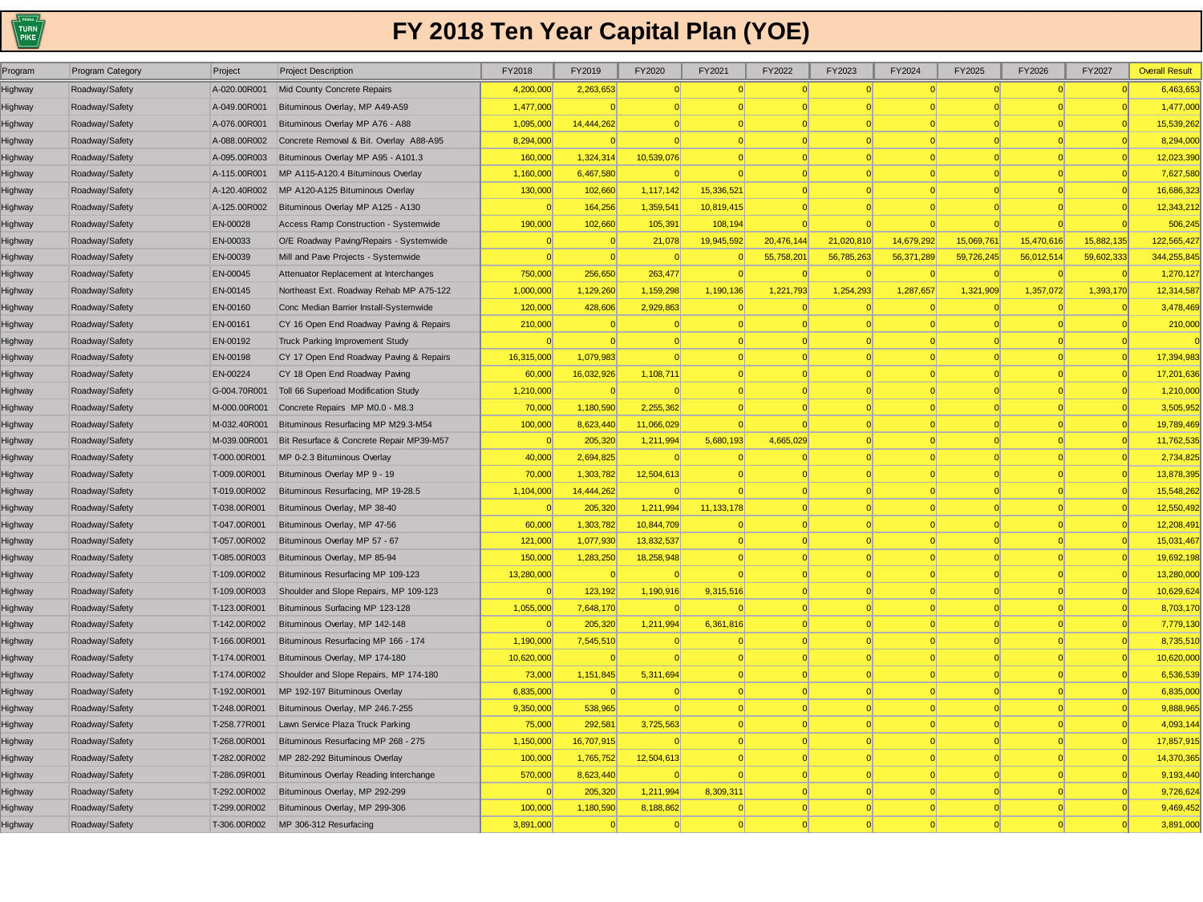# FY 2018 Ten Year Capital Plan (YOE)

| Program | Program Category | Project | Project Description | FY2018 | FY2019 | FY2020 | FY2021 | FY2022 | FY2023 | FY2024 | FY2025 | FY2026 | FY2027 | Overall Result |
|---|---|---|---|---|---|---|---|---|---|---|---|---|---|---|
| Highway | Roadway/Safety | A-020.00R001 | Mid County Concrete Repairs | 4,200,000 | 2,263,653 | 0 | 0 | 0 | 0 | 0 | 0 | 0 | 0 | 6,463,653 |
| Highway | Roadway/Safety | A-049.00R001 | Bituminous Overlay, MP A49-A59 | 1,477,000 | 0 | 0 | 0 | 0 | 0 | 0 | 0 | 0 | 0 | 1,477,000 |
| Highway | Roadway/Safety | A-076.00R001 | Bituminous Overlay MP A76 - A88 | 1,095,000 | 14,444,262 | 0 | 0 | 0 | 0 | 0 | 0 | 0 | 0 | 15,539,262 |
| Highway | Roadway/Safety | A-088.00R002 | Concrete Removal & Bit. Overlay A88-A95 | 8,294,000 | 0 | 0 | 0 | 0 | 0 | 0 | 0 | 0 | 0 | 8,294,000 |
| Highway | Roadway/Safety | A-095.00R003 | Bituminous Overlay MP A95 - A101.3 | 160,000 | 1,324,314 | 10,539,076 | 0 | 0 | 0 | 0 | 0 | 0 | 0 | 12,023,390 |
| Highway | Roadway/Safety | A-115.00R001 | MP A115-A120.4 Bituminous Overlay | 1,160,000 | 6,467,580 | 0 | 0 | 0 | 0 | 0 | 0 | 0 | 0 | 7,627,580 |
| Highway | Roadway/Safety | A-120.40R002 | MP A120-A125 Bituminous Overlay | 130,000 | 102,660 | 1,117,142 | 15,336,521 | 0 | 0 | 0 | 0 | 0 | 0 | 16,686,323 |
| Highway | Roadway/Safety | A-125.00R002 | Bituminous Overlay MP A125 - A130 | 0 | 164,256 | 1,359,541 | 10,819,415 | 0 | 0 | 0 | 0 | 0 | 0 | 12,343,212 |
| Highway | Roadway/Safety | EN-00028 | Access Ramp Construction - Systemwide | 190,000 | 102,660 | 105,391 | 108,194 | 0 | 0 | 0 | 0 | 0 | 0 | 506,245 |
| Highway | Roadway/Safety | EN-00033 | O/E Roadway Paving/Repairs - Systemwide | 0 | 0 | 21,078 | 19,945,592 | 20,476,144 | 21,020,810 | 14,679,292 | 15,069,761 | 15,470,616 | 15,882,135 | 122,565,427 |
| Highway | Roadway/Safety | EN-00039 | Mill and Pave Projects - Systemwide | 0 | 0 | 0 | 0 | 55,758,201 | 56,785,263 | 56,371,289 | 59,726,245 | 56,012,514 | 59,602,333 | 344,255,845 |
| Highway | Roadway/Safety | EN-00045 | Attenuator Replacement at Interchanges | 750,000 | 256,650 | 263,477 | 0 | 0 | 0 | 0 | 0 | 0 | 0 | 1,270,127 |
| Highway | Roadway/Safety | EN-00145 | Northeast Ext. Roadway Rehab MP A75-122 | 1,000,000 | 1,129,260 | 1,159,298 | 1,190,136 | 1,221,793 | 1,254,293 | 1,287,657 | 1,321,909 | 1,357,072 | 1,393,170 | 12,314,587 |
| Highway | Roadway/Safety | EN-00160 | Conc Median Barrier Install-Systemwide | 120,000 | 428,606 | 2,929,863 | 0 | 0 | 0 | 0 | 0 | 0 | 0 | 3,478,469 |
| Highway | Roadway/Safety | EN-00161 | CY 16 Open End Roadway Paving & Repairs | 210,000 | 0 | 0 | 0 | 0 | 0 | 0 | 0 | 0 | 0 | 210,000 |
| Highway | Roadway/Safety | EN-00192 | Truck Parking Improvement Study | 0 | 0 | 0 | 0 | 0 | 0 | 0 | 0 | 0 | 0 | 0 |
| Highway | Roadway/Safety | EN-00198 | CY 17 Open End Roadway Paving & Repairs | 16,315,000 | 1,079,983 | 0 | 0 | 0 | 0 | 0 | 0 | 0 | 0 | 17,394,983 |
| Highway | Roadway/Safety | EN-00224 | CY 18 Open End Roadway Paving | 60,000 | 16,032,926 | 1,108,711 | 0 | 0 | 0 | 0 | 0 | 0 | 0 | 17,201,636 |
| Highway | Roadway/Safety | G-004.70R001 | Toll 66 Superload Modification Study | 1,210,000 | 0 | 0 | 0 | 0 | 0 | 0 | 0 | 0 | 0 | 1,210,000 |
| Highway | Roadway/Safety | M-000.00R001 | Concrete Repairs MP M0.0 - M8.3 | 70,000 | 1,180,590 | 2,255,362 | 0 | 0 | 0 | 0 | 0 | 0 | 0 | 3,505,952 |
| Highway | Roadway/Safety | M-032.40R001 | Bituminous Resurfacing MP M29.3-M54 | 100,000 | 8,623,440 | 11,066,029 | 0 | 0 | 0 | 0 | 0 | 0 | 0 | 19,789,469 |
| Highway | Roadway/Safety | M-039.00R001 | Bit Resurface & Concrete Repair MP39-M57 | 0 | 205,320 | 1,211,994 | 5,680,193 | 4,665,029 | 0 | 0 | 0 | 0 | 0 | 11,762,535 |
| Highway | Roadway/Safety | T-000.00R001 | MP 0-2.3 Bituminous Overlay | 40,000 | 2,694,825 | 0 | 0 | 0 | 0 | 0 | 0 | 0 | 0 | 2,734,825 |
| Highway | Roadway/Safety | T-009.00R001 | Bituminous Overlay MP 9 - 19 | 70,000 | 1,303,782 | 12,504,613 | 0 | 0 | 0 | 0 | 0 | 0 | 0 | 13,878,395 |
| Highway | Roadway/Safety | T-019.00R002 | Bituminous Resurfacing, MP 19-28.5 | 1,104,000 | 14,444,262 | 0 | 0 | 0 | 0 | 0 | 0 | 0 | 0 | 15,548,262 |
| Highway | Roadway/Safety | T-038.00R001 | Bituminous Overlay, MP 38-40 | 0 | 205,320 | 1,211,994 | 11,133,178 | 0 | 0 | 0 | 0 | 0 | 0 | 12,550,492 |
| Highway | Roadway/Safety | T-047.00R001 | Bituminous Overlay, MP 47-56 | 60,000 | 1,303,782 | 10,844,709 | 0 | 0 | 0 | 0 | 0 | 0 | 0 | 12,208,491 |
| Highway | Roadway/Safety | T-057.00R002 | Bituminous Overlay MP 57 - 67 | 121,000 | 1,077,930 | 13,832,537 | 0 | 0 | 0 | 0 | 0 | 0 | 0 | 15,031,467 |
| Highway | Roadway/Safety | T-085.00R003 | Bituminous Overlay, MP 85-94 | 150,000 | 1,283,250 | 18,258,948 | 0 | 0 | 0 | 0 | 0 | 0 | 0 | 19,692,198 |
| Highway | Roadway/Safety | T-109.00R002 | Bituminous Resurfacing MP 109-123 | 13,280,000 | 0 | 0 | 0 | 0 | 0 | 0 | 0 | 0 | 0 | 13,280,000 |
| Highway | Roadway/Safety | T-109.00R003 | Shoulder and Slope Repairs, MP 109-123 | 0 | 123,192 | 1,190,916 | 9,315,516 | 0 | 0 | 0 | 0 | 0 | 0 | 10,629,624 |
| Highway | Roadway/Safety | T-123.00R001 | Bituminous Surfacing MP 123-128 | 1,055,000 | 7,648,170 | 0 | 0 | 0 | 0 | 0 | 0 | 0 | 0 | 8,703,170 |
| Highway | Roadway/Safety | T-142.00R002 | Bituminous Overlay, MP 142-148 | 0 | 205,320 | 1,211,994 | 6,361,816 | 0 | 0 | 0 | 0 | 0 | 0 | 7,779,130 |
| Highway | Roadway/Safety | T-166.00R001 | Bituminous Resurfacing MP 166 - 174 | 1,190,000 | 7,545,510 | 0 | 0 | 0 | 0 | 0 | 0 | 0 | 0 | 8,735,510 |
| Highway | Roadway/Safety | T-174.00R001 | Bituminous Overlay, MP 174-180 | 10,620,000 | 0 | 0 | 0 | 0 | 0 | 0 | 0 | 0 | 0 | 10,620,000 |
| Highway | Roadway/Safety | T-174.00R002 | Shoulder and Slope Repairs, MP 174-180 | 73,000 | 1,151,845 | 5,311,694 | 0 | 0 | 0 | 0 | 0 | 0 | 0 | 6,536,539 |
| Highway | Roadway/Safety | T-192.00R001 | MP 192-197 Bituminous Overlay | 6,835,000 | 0 | 0 | 0 | 0 | 0 | 0 | 0 | 0 | 0 | 6,835,000 |
| Highway | Roadway/Safety | T-248.00R001 | Bituminous Overlay, MP 246.7-255 | 9,350,000 | 538,965 | 0 | 0 | 0 | 0 | 0 | 0 | 0 | 0 | 9,888,965 |
| Highway | Roadway/Safety | T-258.77R001 | Lawn Service Plaza Truck Parking | 75,000 | 292,581 | 3,725,563 | 0 | 0 | 0 | 0 | 0 | 0 | 0 | 4,093,144 |
| Highway | Roadway/Safety | T-268.00R001 | Bituminous Resurfacing MP 268 - 275 | 1,150,000 | 16,707,915 | 0 | 0 | 0 | 0 | 0 | 0 | 0 | 0 | 17,857,915 |
| Highway | Roadway/Safety | T-282.00R002 | MP 282-292 Bituminous Overlay | 100,000 | 1,765,752 | 12,504,613 | 0 | 0 | 0 | 0 | 0 | 0 | 0 | 14,370,365 |
| Highway | Roadway/Safety | T-286.09R001 | Bituminous Overlay Reading Interchange | 570,000 | 8,623,440 | 0 | 0 | 0 | 0 | 0 | 0 | 0 | 0 | 9,193,440 |
| Highway | Roadway/Safety | T-292.00R002 | Bituminous Overlay, MP 292-299 | 0 | 205,320 | 1,211,994 | 8,309,311 | 0 | 0 | 0 | 0 | 0 | 0 | 9,726,624 |
| Highway | Roadway/Safety | T-299.00R002 | Bituminous Overlay, MP 299-306 | 100,000 | 1,180,590 | 8,188,862 | 0 | 0 | 0 | 0 | 0 | 0 | 0 | 9,469,452 |
| Highway | Roadway/Safety | T-306.00R002 | MP 306-312 Resurfacing | 3,891,000 | 0 | 0 | 0 | 0 | 0 | 0 | 0 | 0 | 0 | 3,891,000 |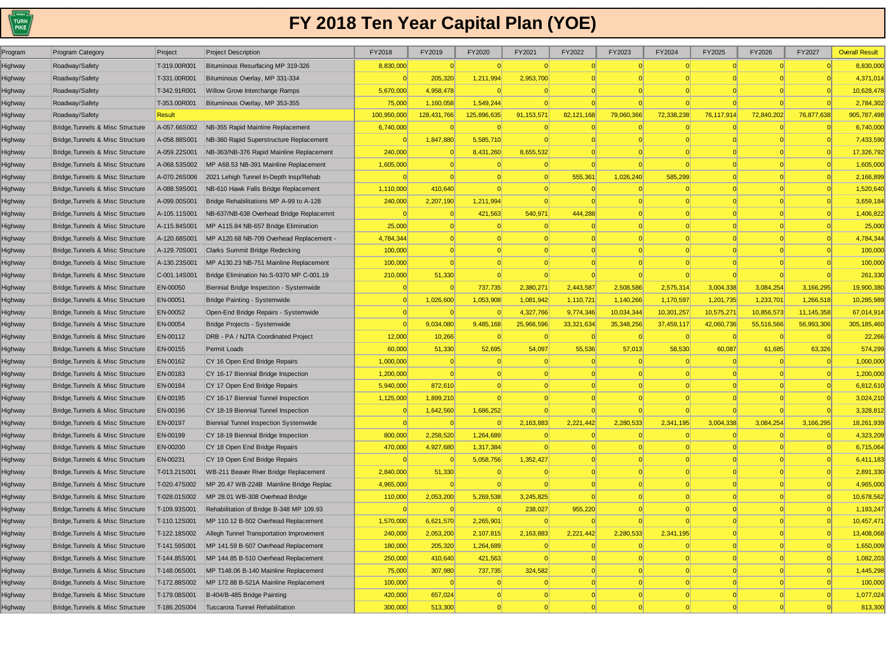# FY 2018 Ten Year Capital Plan (YOE)

| Program | Program Category | Project | Project Description | FY2018 | FY2019 | FY2020 | FY2021 | FY2022 | FY2023 | FY2024 | FY2025 | FY2026 | FY2027 | Overall Result |
|---|---|---|---|---|---|---|---|---|---|---|---|---|---|---|
| Highway | Roadway/Safety | T-319.00R001 | Bituminous Resurfacing MP 319-326 | 8,830,000 | 0 | 0 | 0 | 0 | 0 | 0 | 0 | 0 | 0 | 8,830,000 |
| Highway | Roadway/Safety | T-331.00R001 | Bituminous Overlay, MP 331-334 | 0 | 205,320 | 1,211,994 | 2,953,700 | 0 | 0 | 0 | 0 | 0 | 0 | 4,371,014 |
| Highway | Roadway/Safety | T-342.91R001 | Willow Grove Interchange Ramps | 5,670,000 | 4,958,478 | 0 | 0 | 0 | 0 | 0 | 0 | 0 | 0 | 10,628,478 |
| Highway | Roadway/Safety | T-353.00R001 | Bituminous Overlay, MP 353-355 | 75,000 | 1,160,058 | 1,549,244 | 0 | 0 | 0 | 0 | 0 | 0 | 0 | 2,784,302 |
| Highway | Roadway/Safety | Result | | 100,950,000 | 128,431,766 | 125,896,635 | 91,153,571 | 82,121,168 | 79,060,366 | 72,338,238 | 76,117,914 | 72,840,202 | 76,877,638 | 905,787,498 |
| Highway | Bridge,Tunnels & Misc Structure | A-057.66S002 | NB-355 Rapid Mainline Replacement | 6,740,000 | 0 | 0 | 0 | 0 | 0 | 0 | 0 | 0 | 0 | 6,740,000 |
| Highway | Bridge,Tunnels & Misc Structure | A-058.88S001 | NB-360 Rapid Superstructure Replacement | 0 | 1,847,880 | 5,585,710 | 0 | 0 | 0 | 0 | 0 | 0 | 0 | 7,433,590 |
| Highway | Bridge,Tunnels & Misc Structure | A-059.22S001 | NB-363/NB-376 Rapid Mainline Replacement | 240,000 | 0 | 8,431,260 | 8,655,532 | 0 | 0 | 0 | 0 | 0 | 0 | 17,326,792 |
| Highway | Bridge,Tunnels & Misc Structure | A-068.53S002 | MP A68.53 NB-391 Mainline Replacement | 1,605,000 | 0 | 0 | 0 | 0 | 0 | 0 | 0 | 0 | 0 | 1,605,000 |
| Highway | Bridge,Tunnels & Misc Structure | A-070.26S006 | 2021 Lehigh Tunnel In-Depth Insp/Rehab | 0 | 0 | 0 | 0 | 555,361 | 1,026,240 | 585,299 | 0 | 0 | 0 | 2,166,899 |
| Highway | Bridge,Tunnels & Misc Structure | A-088.59S001 | NB-610 Hawk Falls Bridge Replacement | 1,110,000 | 410,640 | 0 | 0 | 0 | 0 | 0 | 0 | 0 | 0 | 1,520,640 |
| Highway | Bridge,Tunnels & Misc Structure | A-099.00S001 | Bridge Rehabilitations MP A-99 to A-128 | 240,000 | 2,207,190 | 1,211,994 | 0 | 0 | 0 | 0 | 0 | 0 | 0 | 3,659,184 |
| Highway | Bridge,Tunnels & Misc Structure | A-105.11S001 | NB-637/NB-638 Overhead Bridge Replacemnt | 0 | 0 | 421,563 | 540,971 | 444,288 | 0 | 0 | 0 | 0 | 0 | 1,406,822 |
| Highway | Bridge,Tunnels & Misc Structure | A-115.84S001 | MP A115.84 NB-657 Bridge Elimination | 25,000 | 0 | 0 | 0 | 0 | 0 | 0 | 0 | 0 | 0 | 25,000 |
| Highway | Bridge,Tunnels & Misc Structure | A-120.68S001 | MP A120.68 NB-709 Overhead Replacement - | 4,784,344 | 0 | 0 | 0 | 0 | 0 | 0 | 0 | 0 | 0 | 4,784,344 |
| Highway | Bridge,Tunnels & Misc Structure | A-129.70S001 | Clarks Summit Bridge Redecking | 100,000 | 0 | 0 | 0 | 0 | 0 | 0 | 0 | 0 | 0 | 100,000 |
| Highway | Bridge,Tunnels & Misc Structure | A-130.23S001 | MP A130.23 NB-751 Mainline Replacement | 100,000 | 0 | 0 | 0 | 0 | 0 | 0 | 0 | 0 | 0 | 100,000 |
| Highway | Bridge,Tunnels & Misc Structure | C-001.14S001 | Bridge Elimination No.S-9370 MP C-001.19 | 210,000 | 51,330 | 0 | 0 | 0 | 0 | 0 | 0 | 0 | 0 | 261,330 |
| Highway | Bridge,Tunnels & Misc Structure | EN-00050 | Biennial Bridge Inspection - Systemwide | 0 | 0 | 737,735 | 2,380,271 | 2,443,587 | 2,508,586 | 2,575,314 | 3,004,338 | 3,084,254 | 3,166,295 | 19,900,380 |
| Highway | Bridge,Tunnels & Misc Structure | EN-00051 | Bridge Painting - Systemwide | 0 | 1,026,600 | 1,053,908 | 1,081,942 | 1,110,721 | 1,140,266 | 1,170,597 | 1,201,735 | 1,233,701 | 1,266,518 | 10,285,989 |
| Highway | Bridge,Tunnels & Misc Structure | EN-00052 | Open-End Bridge Repairs - Systemwide | 0 | 0 | 0 | 4,327,766 | 9,774,346 | 10,034,344 | 10,301,257 | 10,575,271 | 10,856,573 | 11,145,358 | 67,014,914 |
| Highway | Bridge,Tunnels & Misc Structure | EN-00054 | Bridge Projects - Systemwide | 0 | 9,034,080 | 9,485,168 | 25,966,596 | 33,321,634 | 35,348,256 | 37,459,117 | 42,060,736 | 55,516,566 | 56,993,306 | 305,185,460 |
| Highway | Bridge,Tunnels & Misc Structure | EN-00112 | DRB - PA / NJTA Coordinated Project | 12,000 | 10,266 | 0 | 0 | 0 | 0 | 0 | 0 | 0 | 0 | 22,266 |
| Highway | Bridge,Tunnels & Misc Structure | EN-00155 | Permit Loads | 60,000 | 51,330 | 52,695 | 54,097 | 55,536 | 57,013 | 58,530 | 60,087 | 61,685 | 63,326 | 574,299 |
| Highway | Bridge,Tunnels & Misc Structure | EN-00162 | CY 16 Open End Bridge Repairs | 1,000,000 | 0 | 0 | 0 | 0 | 0 | 0 | 0 | 0 | 0 | 1,000,000 |
| Highway | Bridge,Tunnels & Misc Structure | EN-00183 | CY 16-17 Biennial Bridge Inspection | 1,200,000 | 0 | 0 | 0 | 0 | 0 | 0 | 0 | 0 | 0 | 1,200,000 |
| Highway | Bridge,Tunnels & Misc Structure | EN-00184 | CY 17 Open End Bridge Repairs | 5,940,000 | 872,610 | 0 | 0 | 0 | 0 | 0 | 0 | 0 | 0 | 6,812,610 |
| Highway | Bridge,Tunnels & Misc Structure | EN-00195 | CY 16-17 Biennial Tunnel Inspection | 1,125,000 | 1,899,210 | 0 | 0 | 0 | 0 | 0 | 0 | 0 | 0 | 3,024,210 |
| Highway | Bridge,Tunnels & Misc Structure | EN-00196 | CY 18-19 Biennial Tunnel Inspection | 0 | 1,642,560 | 1,686,252 | 0 | 0 | 0 | 0 | 0 | 0 | 0 | 3,328,812 |
| Highway | Bridge,Tunnels & Misc Structure | EN-00197 | Biennial Tunnel Inspection Systemwide | 0 | 0 | 0 | 2,163,883 | 2,221,442 | 2,280,533 | 2,341,195 | 3,004,338 | 3,084,254 | 3,166,295 | 18,261,939 |
| Highway | Bridge,Tunnels & Misc Structure | EN-00199 | CY 18-19 Biennial Bridge Inspection | 800,000 | 2,258,520 | 1,264,689 | 0 | 0 | 0 | 0 | 0 | 0 | 0 | 4,323,209 |
| Highway | Bridge,Tunnels & Misc Structure | EN-00200 | CY 18 Open End Bridge Repairs | 470,000 | 4,927,680 | 1,317,384 | 0 | 0 | 0 | 0 | 0 | 0 | 0 | 6,715,064 |
| Highway | Bridge,Tunnels & Misc Structure | EN-00231 | CY 19 Open End Bridge Repairs | 0 | 0 | 5,058,756 | 1,352,427 | 0 | 0 | 0 | 0 | 0 | 0 | 6,411,183 |
| Highway | Bridge,Tunnels & Misc Structure | T-013.21S001 | WB-211 Beaver River Bridge Replacement | 2,840,000 | 51,330 | 0 | 0 | 0 | 0 | 0 | 0 | 0 | 0 | 2,891,330 |
| Highway | Bridge,Tunnels & Misc Structure | T-020.47S002 | MP 20.47 WB-224B Mainline Bridge Replac | 4,965,000 | 0 | 0 | 0 | 0 | 0 | 0 | 0 | 0 | 0 | 4,965,000 |
| Highway | Bridge,Tunnels & Misc Structure | T-028.01S002 | MP 28.01 WB-308 Overhead Bridge | 110,000 | 2,053,200 | 5,269,538 | 3,245,825 | 0 | 0 | 0 | 0 | 0 | 0 | 10,678,562 |
| Highway | Bridge,Tunnels & Misc Structure | T-109.93S001 | Rehabilitation of Bridge B-348 MP 109.93 | 0 | 0 | 0 | 238,027 | 955,220 | 0 | 0 | 0 | 0 | 0 | 1,193,247 |
| Highway | Bridge,Tunnels & Misc Structure | T-110.12S001 | MP 110.12 B-502 Overhead Replacement | 1,570,000 | 6,621,570 | 2,265,901 | 0 | 0 | 0 | 0 | 0 | 0 | 0 | 10,457,471 |
| Highway | Bridge,Tunnels & Misc Structure | T-122.18S002 | Allegh Tunnel Transportation Improvement | 240,000 | 2,053,200 | 2,107,815 | 2,163,883 | 2,221,442 | 2,280,533 | 2,341,195 | 0 | 0 | 0 | 13,408,068 |
| Highway | Bridge,Tunnels & Misc Structure | T-141.59S001 | MP 141.59 B-507 Overhead Replacement | 180,000 | 205,320 | 1,264,689 | 0 | 0 | 0 | 0 | 0 | 0 | 0 | 1,650,009 |
| Highway | Bridge,Tunnels & Misc Structure | T-144.85S001 | MP 144.85 B-510 Overhead Replacement | 250,000 | 410,640 | 421,563 | 0 | 0 | 0 | 0 | 0 | 0 | 0 | 1,082,203 |
| Highway | Bridge,Tunnels & Misc Structure | T-148.06S001 | MP T148.06 B-140 Mainline Replacement | 75,000 | 307,980 | 737,735 | 324,582 | 0 | 0 | 0 | 0 | 0 | 0 | 1,445,298 |
| Highway | Bridge,Tunnels & Misc Structure | T-172.88S002 | MP 172.88 B-521A Mainline Replacement | 100,000 | 0 | 0 | 0 | 0 | 0 | 0 | 0 | 0 | 0 | 100,000 |
| Highway | Bridge,Tunnels & Misc Structure | T-179.08S001 | B-404/B-485 Bridge Painting | 420,000 | 657,024 | 0 | 0 | 0 | 0 | 0 | 0 | 0 | 0 | 1,077,024 |
| Highway | Bridge,Tunnels & Misc Structure | T-186.20S004 | Tuscarora Tunnel Rehabilitation | 300,000 | 513,300 | 0 | 0 | 0 | 0 | 0 | 0 | 0 | 0 | 813,300 |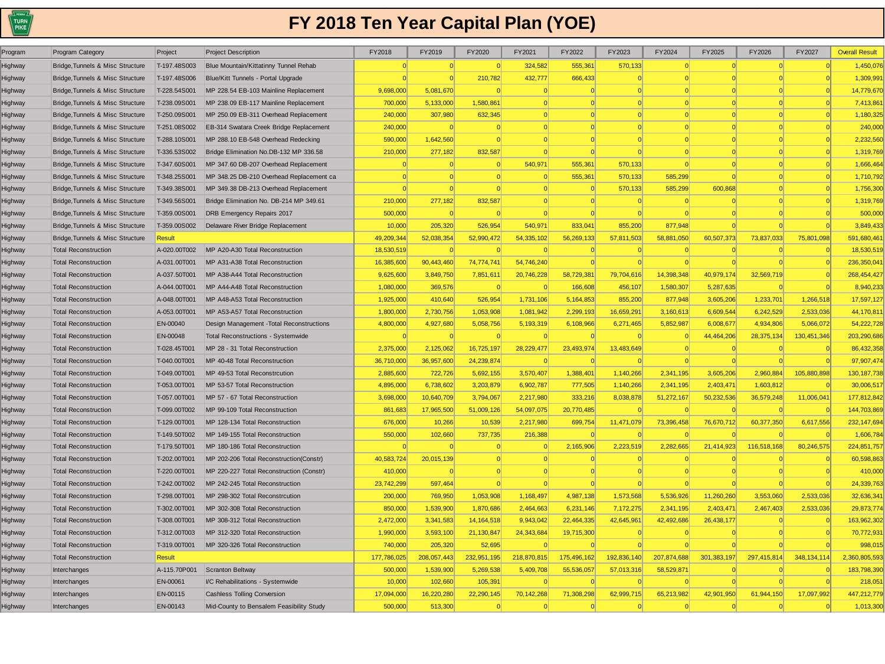# FY 2018 Ten Year Capital Plan (YOE)

| Program | Program Category | Project | Project Description | FY2018 | FY2019 | FY2020 | FY2021 | FY2022 | FY2023 | FY2024 | FY2025 | FY2026 | FY2027 | Overall Result |
|---|---|---|---|---|---|---|---|---|---|---|---|---|---|---|
| Highway | Bridge,Tunnels & Misc Structure | T-197.48S003 | Blue Mountain/Kittatinny Tunnel Rehab | 0 | 0 | 0 | 324,582 | 555,361 | 570,133 | 0 | 0 | 0 | 0 | 1,450,076 |
| Highway | Bridge,Tunnels & Misc Structure | T-197.48S006 | Blue/Kitt Tunnels - Portal Upgrade | 0 | 0 | 210,782 | 432,777 | 666,433 | 0 | 0 | 0 | 0 | 0 | 1,309,991 |
| Highway | Bridge,Tunnels & Misc Structure | T-228.54S001 | MP 228.54 EB-103 Mainline Replacement | 9,698,000 | 5,081,670 | 0 | 0 | 0 | 0 | 0 | 0 | 0 | 0 | 14,779,670 |
| Highway | Bridge,Tunnels & Misc Structure | T-238.09S001 | MP 238.09 EB-117 Mainline Replacement | 700,000 | 5,133,000 | 1,580,861 | 0 | 0 | 0 | 0 | 0 | 0 | 0 | 7,413,861 |
| Highway | Bridge,Tunnels & Misc Structure | T-250.09S001 | MP 250.09 EB-311 Overhead Replacement | 240,000 | 307,980 | 632,345 | 0 | 0 | 0 | 0 | 0 | 0 | 0 | 1,180,325 |
| Highway | Bridge,Tunnels & Misc Structure | T-251.08S002 | EB-314 Swatara Creek Bridge Replacement | 240,000 | 0 | 0 | 0 | 0 | 0 | 0 | 0 | 0 | 0 | 240,000 |
| Highway | Bridge,Tunnels & Misc Structure | T-288.10S001 | MP 288.10 EB-548 Overhead Redecking | 590,000 | 1,642,560 | 0 | 0 | 0 | 0 | 0 | 0 | 0 | 0 | 2,232,560 |
| Highway | Bridge,Tunnels & Misc Structure | T-336.53S002 | Bridge Elimination No.DB-132 MP 336.58 | 210,000 | 277,182 | 832,587 | 0 | 0 | 0 | 0 | 0 | 0 | 0 | 1,319,769 |
| Highway | Bridge,Tunnels & Misc Structure | T-347.60S001 | MP 347.60 DB-207 Overhead Replacement | 0 | 0 | 0 | 540,971 | 555,361 | 570,133 | 0 | 0 | 0 | 0 | 1,666,464 |
| Highway | Bridge,Tunnels & Misc Structure | T-348.25S001 | MP 348.25 DB-210 Overhead Replacement ca | 0 | 0 | 0 | 0 | 555,361 | 570,133 | 585,299 | 0 | 0 | 0 | 1,710,792 |
| Highway | Bridge,Tunnels & Misc Structure | T-349.38S001 | MP 349.38 DB-213 Overhead Replacement | 0 | 0 | 0 | 0 | 0 | 570,133 | 585,299 | 600,868 | 0 | 0 | 1,756,300 |
| Highway | Bridge,Tunnels & Misc Structure | T-349.56S001 | Bridge Elimination No. DB-214 MP 349.61 | 210,000 | 277,182 | 832,587 | 0 | 0 | 0 | 0 | 0 | 0 | 0 | 1,319,769 |
| Highway | Bridge,Tunnels & Misc Structure | T-359.00S001 | DRB Emergency Repairs 2017 | 500,000 | 0 | 0 | 0 | 0 | 0 | 0 | 0 | 0 | 0 | 500,000 |
| Highway | Bridge,Tunnels & Misc Structure | T-359.00S002 | Delaware River Bridge Replacement | 10,000 | 205,320 | 526,954 | 540,971 | 833,041 | 855,200 | 877,948 | 0 | 0 | 0 | 3,849,433 |
| Highway | Bridge,Tunnels & Misc Structure | Result | | 49,209,344 | 52,038,354 | 52,990,472 | 54,335,102 | 56,269,133 | 57,811,503 | 58,881,050 | 60,507,373 | 73,837,033 | 75,801,098 | 591,680,461 |
| Highway | Total Reconstruction | A-020.00T002 | MP A20-A30 Total Reconstruction | 18,530,519 | 0 | 0 | 0 | 0 | 0 | 0 | 0 | 0 | 0 | 18,530,519 |
| Highway | Total Reconstruction | A-031.00T001 | MP A31-A38 Total Reconstruction | 16,385,600 | 90,443,460 | 74,774,741 | 54,746,240 | 0 | 0 | 0 | 0 | 0 | 0 | 236,350,041 |
| Highway | Total Reconstruction | A-037.50T001 | MP A38-A44 Total Reconstruction | 9,625,600 | 3,849,750 | 7,851,611 | 20,746,228 | 58,729,381 | 79,704,616 | 14,398,348 | 40,979,174 | 32,569,719 | 0 | 268,454,427 |
| Highway | Total Reconstruction | A-044.00T001 | MP A44-A48 Total Reconstruction | 1,080,000 | 369,576 | 0 | 0 | 166,608 | 456,107 | 1,580,307 | 5,287,635 | 0 | 0 | 8,940,233 |
| Highway | Total Reconstruction | A-048.00T001 | MP A48-A53 Total Reconstruction | 1,925,000 | 410,640 | 526,954 | 1,731,106 | 5,164,853 | 855,200 | 877,948 | 3,605,206 | 1,233,701 | 1,266,518 | 17,597,127 |
| Highway | Total Reconstruction | A-053.00T001 | MP A53-A57 Total Reconstruction | 1,800,000 | 2,730,756 | 1,053,908 | 1,081,942 | 2,299,193 | 16,659,291 | 3,160,613 | 6,609,544 | 6,242,529 | 2,533,036 | 44,170,811 |
| Highway | Total Reconstruction | EN-00040 | Design Management -Total Reconstructions | 4,800,000 | 4,927,680 | 5,058,756 | 5,193,319 | 6,108,966 | 6,271,465 | 5,852,987 | 6,008,677 | 4,934,806 | 5,066,072 | 54,222,728 |
| Highway | Total Reconstruction | EN-00048 | Total Reconstructions - Systemwide | 0 | 0 | 0 | 0 | 0 | 0 | 0 | 44,464,206 | 28,375,134 | 130,451,346 | 203,290,686 |
| Highway | Total Reconstruction | T-028.45T001 | MP 28 - 31 Total Reconstruction | 2,375,000 | 2,125,062 | 16,725,197 | 28,229,477 | 23,493,974 | 13,483,649 | 0 | 0 | 0 | 0 | 86,432,358 |
| Highway | Total Reconstruction | T-040.00T001 | MP 40-48 Total Reconstruction | 36,710,000 | 36,957,600 | 24,239,874 | 0 | 0 | 0 | 0 | 0 | 0 | 0 | 97,907,474 |
| Highway | Total Reconstruction | T-049.00T001 | MP 49-53 Total Reconstrcution | 2,885,600 | 722,726 | 5,692,155 | 3,570,407 | 1,388,401 | 1,140,266 | 2,341,195 | 3,605,206 | 2,960,884 | 105,880,898 | 130,187,738 |
| Highway | Total Reconstruction | T-053.00T001 | MP 53-57 Total Reconstruction | 4,895,000 | 6,738,602 | 3,203,879 | 6,902,787 | 777,505 | 1,140,266 | 2,341,195 | 2,403,471 | 1,603,812 | 0 | 30,006,517 |
| Highway | Total Reconstruction | T-057.00T001 | MP 57 - 67 Total Reconstruction | 3,698,000 | 10,640,709 | 3,794,067 | 2,217,980 | 333,216 | 8,038,878 | 51,272,167 | 50,232,536 | 36,579,248 | 11,006,041 | 177,812,842 |
| Highway | Total Reconstruction | T-099.00T002 | MP 99-109 Total Reconstruction | 861,683 | 17,965,500 | 51,009,126 | 54,097,075 | 20,770,485 | 0 | 0 | 0 | 0 | 0 | 144,703,869 |
| Highway | Total Reconstruction | T-129.00T001 | MP 128-134 Total Reconstruction | 676,000 | 10,266 | 10,539 | 2,217,980 | 699,754 | 11,471,079 | 73,396,458 | 76,670,712 | 60,377,350 | 6,617,556 | 232,147,694 |
| Highway | Total Reconstruction | T-149.50T002 | MP 149-155 Total Reconstruction | 550,000 | 102,660 | 737,735 | 216,388 | 0 | 0 | 0 | 0 | 0 | 0 | 1,606,784 |
| Highway | Total Reconstruction | T-179.50T001 | MP 180-186 Total Reconstruction | 0 | 0 | 0 | 0 | 2,165,906 | 2,223,519 | 2,282,665 | 21,414,923 | 116,518,168 | 80,246,575 | 224,851,757 |
| Highway | Total Reconstruction | T-202.00T001 | MP 202-206 Total Reconstruction(Constr) | 40,583,724 | 20,015,139 | 0 | 0 | 0 | 0 | 0 | 0 | 0 | 0 | 60,598,863 |
| Highway | Total Reconstruction | T-220.00T001 | MP 220-227 Total Reconstruction (Constr) | 410,000 | 0 | 0 | 0 | 0 | 0 | 0 | 0 | 0 | 0 | 410,000 |
| Highway | Total Reconstruction | T-242.00T002 | MP 242-245 Total Reconstruction | 23,742,299 | 597,464 | 0 | 0 | 0 | 0 | 0 | 0 | 0 | 0 | 24,339,763 |
| Highway | Total Reconstruction | T-298.00T001 | MP 298-302 Total Reconstrcution | 200,000 | 769,950 | 1,053,908 | 1,168,497 | 4,987,138 | 1,573,568 | 5,536,926 | 11,260,260 | 3,553,060 | 2,533,036 | 32,636,341 |
| Highway | Total Reconstruction | T-302.00T001 | MP 302-308 Total Reconstruction | 850,000 | 1,539,900 | 1,870,686 | 2,464,663 | 6,231,146 | 7,172,275 | 2,341,195 | 2,403,471 | 2,467,403 | 2,533,036 | 29,873,774 |
| Highway | Total Reconstruction | T-308.00T001 | MP 308-312 Total Reconstruction | 2,472,000 | 3,341,583 | 14,164,518 | 9,943,042 | 22,464,335 | 42,645,961 | 42,492,686 | 26,438,177 | 0 | 0 | 163,962,302 |
| Highway | Total Reconstruction | T-312.00T003 | MP 312-320 Total Reconstruction | 1,990,000 | 3,593,100 | 21,130,847 | 24,343,684 | 19,715,300 | 0 | 0 | 0 | 0 | 0 | 70,772,931 |
| Highway | Total Reconstruction | T-319.00T001 | MP 320-326 Total Reconstruction | 740,000 | 205,320 | 52,695 | 0 | 0 | 0 | 0 | 0 | 0 | 0 | 998,015 |
| Highway | Total Reconstruction | Result | | 177,786,025 | 208,057,443 | 232,951,195 | 218,870,815 | 175,496,162 | 192,836,140 | 207,874,688 | 301,383,197 | 297,415,814 | 348,134,114 | 2,360,805,593 |
| Highway | Interchanges | A-115.70P001 | Scranton Beltway | 500,000 | 1,539,900 | 5,269,538 | 5,409,708 | 55,536,057 | 57,013,316 | 58,529,871 | 0 | 0 | 0 | 183,798,390 |
| Highway | Interchanges | EN-00061 | I/C Rehabilitations - Systemwide | 10,000 | 102,660 | 105,391 | 0 | 0 | 0 | 0 | 0 | 0 | 0 | 218,051 |
| Highway | Interchanges | EN-00115 | Cashless Tolling Conversion | 17,094,000 | 16,220,280 | 22,290,145 | 70,142,268 | 71,308,298 | 62,999,715 | 65,213,982 | 42,901,950 | 61,944,150 | 17,097,992 | 447,212,779 |
| Highway | Interchanges | EN-00143 | Mid-County to Bensalem Feasibility Study | 500,000 | 513,300 | 0 | 0 | 0 | 0 | 0 | 0 | 0 | 0 | 1,013,300 |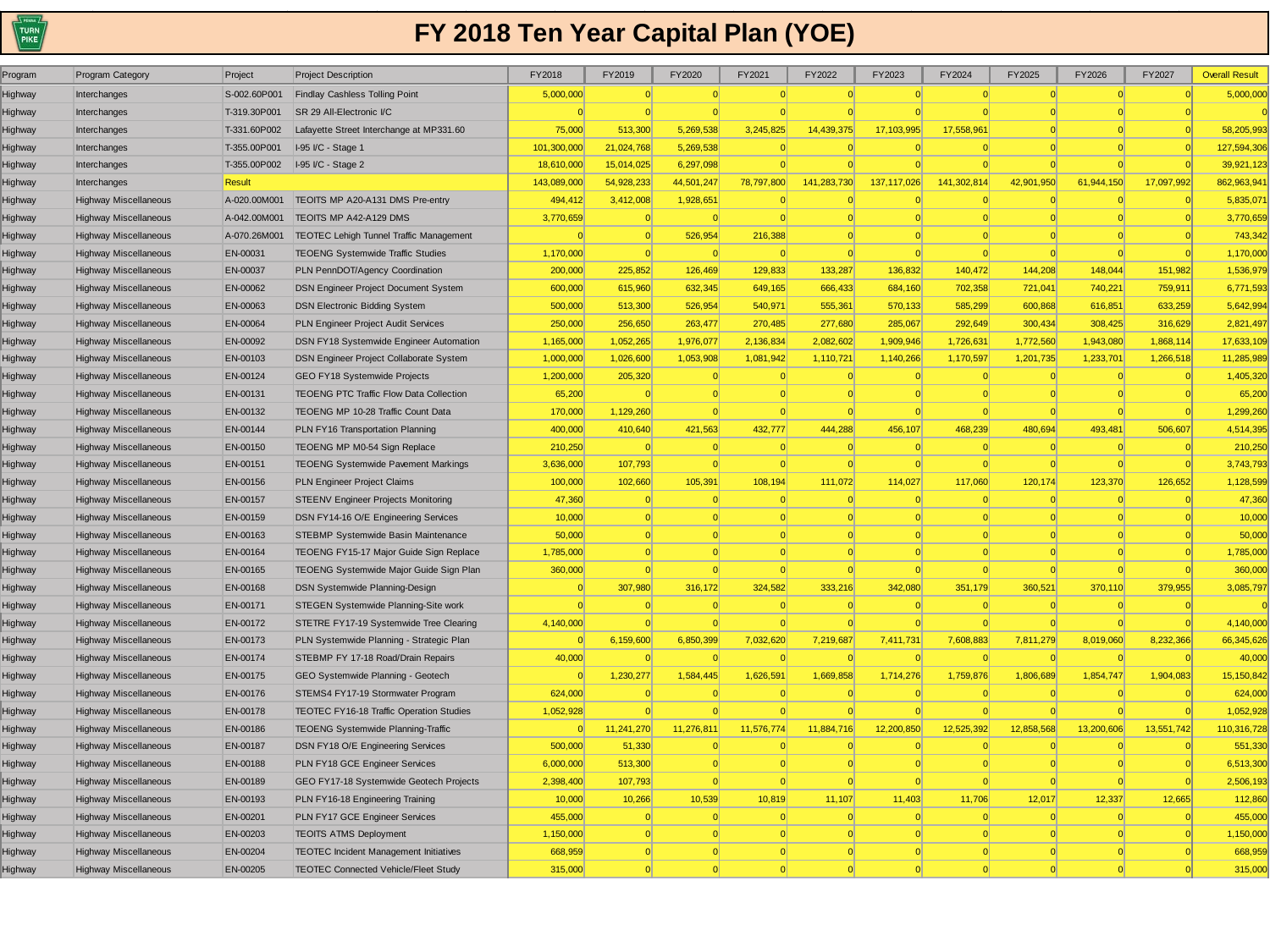# FY 2018 Ten Year Capital Plan (YOE)

| Program | Program Category | Project | Project Description | FY2018 | FY2019 | FY2020 | FY2021 | FY2022 | FY2023 | FY2024 | FY2025 | FY2026 | FY2027 | Overall Result |
|---|---|---|---|---|---|---|---|---|---|---|---|---|---|---|
| Highway | Interchanges | S-002.60P001 | Findlay Cashless Tolling Point | 5,000,000 | 0 | 0 | 0 | 0 | 0 | 0 | 0 | 0 | 0 | 5,000,000 |
| Highway | Interchanges | T-319.30P001 | SR 29 All-Electronic I/C | 0 | 0 | 0 | 0 | 0 | 0 | 0 | 0 | 0 | 0 | 0 |
| Highway | Interchanges | T-331.60P002 | Lafayette Street Interchange at MP331.60 | 75,000 | 513,300 | 5,269,538 | 3,245,825 | 14,439,375 | 17,103,995 | 17,558,961 | 0 | 0 | 0 | 58,205,993 |
| Highway | Interchanges | T-355.00P001 | I-95 I/C - Stage 1 | 101,300,000 | 21,024,768 | 5,269,538 | 0 | 0 | 0 | 0 | 0 | 0 | 0 | 127,594,306 |
| Highway | Interchanges | T-355.00P002 | I-95 I/C - Stage 2 | 18,610,000 | 15,014,025 | 6,297,098 | 0 | 0 | 0 | 0 | 0 | 0 | 0 | 39,921,123 |
| Highway | Interchanges | Result | | 143,089,000 | 54,928,233 | 44,501,247 | 78,797,800 | 141,283,730 | 137,117,026 | 141,302,814 | 42,901,950 | 61,944,150 | 17,097,992 | 862,963,941 |
| Highway | Highway Miscellaneous | A-020.00M001 | TEOITS MP A20-A131 DMS Pre-entry | 494,412 | 3,412,008 | 1,928,651 | 0 | 0 | 0 | 0 | 0 | 0 | 0 | 5,835,071 |
| Highway | Highway Miscellaneous | A-042.00M001 | TEOITS MP A42-A129 DMS | 3,770,659 | 0 | 0 | 0 | 0 | 0 | 0 | 0 | 0 | 0 | 3,770,659 |
| Highway | Highway Miscellaneous | A-070.26M001 | TEOTEC Lehigh Tunnel Traffic Management | 0 | 0 | 526,954 | 216,388 | 0 | 0 | 0 | 0 | 0 | 0 | 743,342 |
| Highway | Highway Miscellaneous | EN-00031 | TEOENG Systemwide Traffic Studies | 1,170,000 | 0 | 0 | 0 | 0 | 0 | 0 | 0 | 0 | 0 | 1,170,000 |
| Highway | Highway Miscellaneous | EN-00037 | PLN PennDOT/Agency Coordination | 200,000 | 225,852 | 126,469 | 129,833 | 133,287 | 136,832 | 140,472 | 144,208 | 148,044 | 151,982 | 1,536,979 |
| Highway | Highway Miscellaneous | EN-00062 | DSN Engineer Project Document System | 600,000 | 615,960 | 632,345 | 649,165 | 666,433 | 684,160 | 702,358 | 721,041 | 740,221 | 759,911 | 6,771,593 |
| Highway | Highway Miscellaneous | EN-00063 | DSN Electronic Bidding System | 500,000 | 513,300 | 526,954 | 540,971 | 555,361 | 570,133 | 585,299 | 600,868 | 616,851 | 633,259 | 5,642,994 |
| Highway | Highway Miscellaneous | EN-00064 | PLN Engineer Project Audit Services | 250,000 | 256,650 | 263,477 | 270,485 | 277,680 | 285,067 | 292,649 | 300,434 | 308,425 | 316,629 | 2,821,497 |
| Highway | Highway Miscellaneous | EN-00092 | DSN FY18 Systemwide Engineer Automation | 1,165,000 | 1,052,265 | 1,976,077 | 2,136,834 | 2,082,602 | 1,909,946 | 1,726,631 | 1,772,560 | 1,943,080 | 1,868,114 | 17,633,109 |
| Highway | Highway Miscellaneous | EN-00103 | DSN Engineer Project Collaborate System | 1,000,000 | 1,026,600 | 1,053,908 | 1,081,942 | 1,110,721 | 1,140,266 | 1,170,597 | 1,201,735 | 1,233,701 | 1,266,518 | 11,285,989 |
| Highway | Highway Miscellaneous | EN-00124 | GEO FY18 Systemwide Projects | 1,200,000 | 205,320 | 0 | 0 | 0 | 0 | 0 | 0 | 0 | 0 | 1,405,320 |
| Highway | Highway Miscellaneous | EN-00131 | TEOENG PTC Traffic Flow Data Collection | 65,200 | 0 | 0 | 0 | 0 | 0 | 0 | 0 | 0 | 0 | 65,200 |
| Highway | Highway Miscellaneous | EN-00132 | TEOENG MP 10-28 Traffic Count Data | 170,000 | 1,129,260 | 0 | 0 | 0 | 0 | 0 | 0 | 0 | 0 | 1,299,260 |
| Highway | Highway Miscellaneous | EN-00144 | PLN FY16 Transportation Planning | 400,000 | 410,640 | 421,563 | 432,777 | 444,288 | 456,107 | 468,239 | 480,694 | 493,481 | 506,607 | 4,514,395 |
| Highway | Highway Miscellaneous | EN-00150 | TEOENG MP M0-54 Sign Replace | 210,250 | 0 | 0 | 0 | 0 | 0 | 0 | 0 | 0 | 0 | 210,250 |
| Highway | Highway Miscellaneous | EN-00151 | TEOENG Systemwide Pavement Markings | 3,636,000 | 107,793 | 0 | 0 | 0 | 0 | 0 | 0 | 0 | 0 | 3,743,793 |
| Highway | Highway Miscellaneous | EN-00156 | PLN Engineer Project Claims | 100,000 | 102,660 | 105,391 | 108,194 | 111,072 | 114,027 | 117,060 | 120,174 | 123,370 | 126,652 | 1,128,599 |
| Highway | Highway Miscellaneous | EN-00157 | STEENV Engineer Projects Monitoring | 47,360 | 0 | 0 | 0 | 0 | 0 | 0 | 0 | 0 | 0 | 47,360 |
| Highway | Highway Miscellaneous | EN-00159 | DSN FY14-16 O/E Engineering Services | 10,000 | 0 | 0 | 0 | 0 | 0 | 0 | 0 | 0 | 0 | 10,000 |
| Highway | Highway Miscellaneous | EN-00163 | STEBMP Systemwide Basin Maintenance | 50,000 | 0 | 0 | 0 | 0 | 0 | 0 | 0 | 0 | 0 | 50,000 |
| Highway | Highway Miscellaneous | EN-00164 | TEOENG FY15-17 Major Guide Sign Replace | 1,785,000 | 0 | 0 | 0 | 0 | 0 | 0 | 0 | 0 | 0 | 1,785,000 |
| Highway | Highway Miscellaneous | EN-00165 | TEOENG Systemwide Major Guide Sign Plan | 360,000 | 0 | 0 | 0 | 0 | 0 | 0 | 0 | 0 | 0 | 360,000 |
| Highway | Highway Miscellaneous | EN-00168 | DSN Systemwide Planning-Design | 0 | 307,980 | 316,172 | 324,582 | 333,216 | 342,080 | 351,179 | 360,521 | 370,110 | 379,955 | 3,085,797 |
| Highway | Highway Miscellaneous | EN-00171 | STEGEN Systemwide Planning-Site work | 0 | 0 | 0 | 0 | 0 | 0 | 0 | 0 | 0 | 0 | 0 |
| Highway | Highway Miscellaneous | EN-00172 | STETRE FY17-19 Systemwide Tree Clearing | 4,140,000 | 0 | 0 | 0 | 0 | 0 | 0 | 0 | 0 | 0 | 4,140,000 |
| Highway | Highway Miscellaneous | EN-00173 | PLN Systemwide Planning - Strategic Plan | 0 | 6,159,600 | 6,850,399 | 7,032,620 | 7,219,687 | 7,411,731 | 7,608,883 | 7,811,279 | 8,019,060 | 8,232,366 | 66,345,626 |
| Highway | Highway Miscellaneous | EN-00174 | STEBMP FY 17-18 Road/Drain Repairs | 40,000 | 0 | 0 | 0 | 0 | 0 | 0 | 0 | 0 | 0 | 40,000 |
| Highway | Highway Miscellaneous | EN-00175 | GEO Systemwide Planning - Geotech | 0 | 1,230,277 | 1,584,445 | 1,626,591 | 1,669,858 | 1,714,276 | 1,759,876 | 1,806,689 | 1,854,747 | 1,904,083 | 15,150,842 |
| Highway | Highway Miscellaneous | EN-00176 | STEMS4 FY17-19 Stormwater Program | 624,000 | 0 | 0 | 0 | 0 | 0 | 0 | 0 | 0 | 0 | 624,000 |
| Highway | Highway Miscellaneous | EN-00178 | TEOTEC FY16-18 Traffic Operation Studies | 1,052,928 | 0 | 0 | 0 | 0 | 0 | 0 | 0 | 0 | 0 | 1,052,928 |
| Highway | Highway Miscellaneous | EN-00186 | TEOENG Systemwide Planning-Traffic | 0 | 11,241,270 | 11,276,811 | 11,576,774 | 11,884,716 | 12,200,850 | 12,525,392 | 12,858,568 | 13,200,606 | 13,551,742 | 110,316,728 |
| Highway | Highway Miscellaneous | EN-00187 | DSN FY18 O/E Engineering Services | 500,000 | 51,330 | 0 | 0 | 0 | 0 | 0 | 0 | 0 | 0 | 551,330 |
| Highway | Highway Miscellaneous | EN-00188 | PLN FY18 GCE Engineer Services | 6,000,000 | 513,300 | 0 | 0 | 0 | 0 | 0 | 0 | 0 | 0 | 6,513,300 |
| Highway | Highway Miscellaneous | EN-00189 | GEO FY17-18 Systemwide Geotech Projects | 2,398,400 | 107,793 | 0 | 0 | 0 | 0 | 0 | 0 | 0 | 0 | 2,506,193 |
| Highway | Highway Miscellaneous | EN-00193 | PLN FY16-18 Engineering Training | 10,000 | 10,266 | 10,539 | 10,819 | 11,107 | 11,403 | 11,706 | 12,017 | 12,337 | 12,665 | 112,860 |
| Highway | Highway Miscellaneous | EN-00201 | PLN FY17 GCE Engineer Services | 455,000 | 0 | 0 | 0 | 0 | 0 | 0 | 0 | 0 | 0 | 455,000 |
| Highway | Highway Miscellaneous | EN-00203 | TEOITS ATMS Deployment | 1,150,000 | 0 | 0 | 0 | 0 | 0 | 0 | 0 | 0 | 0 | 1,150,000 |
| Highway | Highway Miscellaneous | EN-00204 | TEOTEC Incident Management Initiatives | 668,959 | 0 | 0 | 0 | 0 | 0 | 0 | 0 | 0 | 0 | 668,959 |
| Highway | Highway Miscellaneous | EN-00205 | TEOTEC Connected Vehicle/Fleet Study | 315,000 | 0 | 0 | 0 | 0 | 0 | 0 | 0 | 0 | 0 | 315,000 |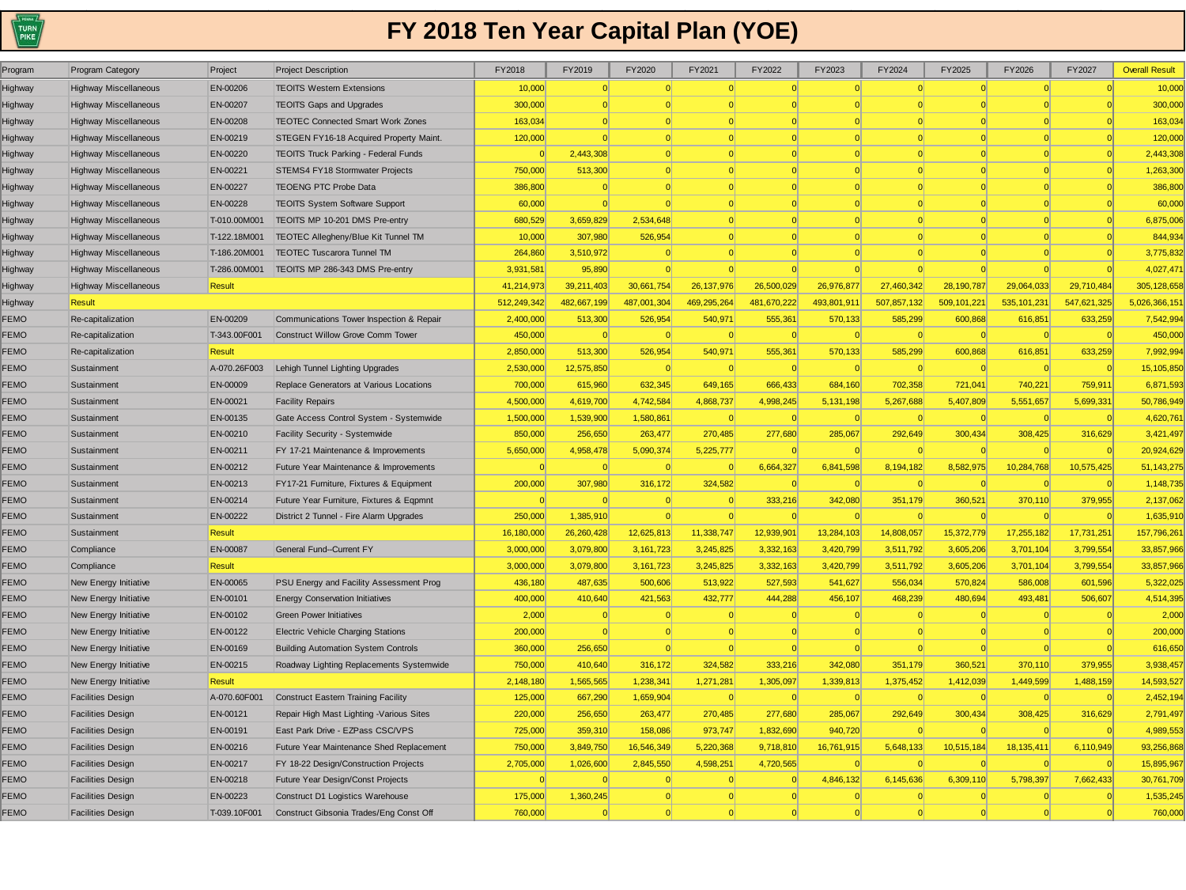# FY 2018 Ten Year Capital Plan (YOE)

| Program | Program Category | Project | Project Description | FY2018 | FY2019 | FY2020 | FY2021 | FY2022 | FY2023 | FY2024 | FY2025 | FY2026 | FY2027 | Overall Result |
|---|---|---|---|---|---|---|---|---|---|---|---|---|---|---|
| Highway | Highway Miscellaneous | EN-00206 | TEOITS Western Extensions | 10,000 | 0 | 0 | 0 | 0 | 0 | 0 | 0 | 0 | 0 | 10,000 |
| Highway | Highway Miscellaneous | EN-00207 | TEOITS Gaps and Upgrades | 300,000 | 0 | 0 | 0 | 0 | 0 | 0 | 0 | 0 | 0 | 300,000 |
| Highway | Highway Miscellaneous | EN-00208 | TEOTEC Connected Smart Work Zones | 163,034 | 0 | 0 | 0 | 0 | 0 | 0 | 0 | 0 | 0 | 163,034 |
| Highway | Highway Miscellaneous | EN-00219 | STEGEN FY16-18 Acquired Property Maint. | 120,000 | 0 | 0 | 0 | 0 | 0 | 0 | 0 | 0 | 0 | 120,000 |
| Highway | Highway Miscellaneous | EN-00220 | TEOITS Truck Parking - Federal Funds | 0 | 2,443,308 | 0 | 0 | 0 | 0 | 0 | 0 | 0 | 0 | 2,443,308 |
| Highway | Highway Miscellaneous | EN-00221 | STEMS4 FY18 Stormwater Projects | 750,000 | 513,300 | 0 | 0 | 0 | 0 | 0 | 0 | 0 | 0 | 1,263,300 |
| Highway | Highway Miscellaneous | EN-00227 | TEOENG PTC Probe Data | 386,800 | 0 | 0 | 0 | 0 | 0 | 0 | 0 | 0 | 0 | 386,800 |
| Highway | Highway Miscellaneous | EN-00228 | TEOITS System Software Support | 60,000 | 0 | 0 | 0 | 0 | 0 | 0 | 0 | 0 | 0 | 60,000 |
| Highway | Highway Miscellaneous | T-010.00M001 | TEOITS MP 10-201 DMS Pre-entry | 680,529 | 3,659,829 | 2,534,648 | 0 | 0 | 0 | 0 | 0 | 0 | 0 | 6,875,006 |
| Highway | Highway Miscellaneous | T-122.18M001 | TEOTEC Allegheny/Blue Kit Tunnel TM | 10,000 | 307,980 | 526,954 | 0 | 0 | 0 | 0 | 0 | 0 | 0 | 844,934 |
| Highway | Highway Miscellaneous | T-186.20M001 | TEOTEC Tuscarora Tunnel TM | 264,860 | 3,510,972 | 0 | 0 | 0 | 0 | 0 | 0 | 0 | 0 | 3,775,832 |
| Highway | Highway Miscellaneous | T-286.00M001 | TEOITS MP 286-343 DMS Pre-entry | 3,931,581 | 95,890 | 0 | 0 | 0 | 0 | 0 | 0 | 0 | 0 | 4,027,471 |
| Highway | Highway Miscellaneous | Result | | 41,214,973 | 39,211,403 | 30,661,754 | 26,137,976 | 26,500,029 | 26,976,877 | 27,460,342 | 28,190,787 | 29,064,033 | 29,710,484 | 305,128,658 |
| Highway | Result | | | 512,249,342 | 482,667,199 | 487,001,304 | 469,295,264 | 481,670,222 | 493,801,911 | 507,857,132 | 509,101,221 | 535,101,231 | 547,621,325 | 5,026,366,151 |
| FEMO | Re-capitalization | EN-00209 | Communications Tower Inspection & Repair | 2,400,000 | 513,300 | 526,954 | 540,971 | 555,361 | 570,133 | 585,299 | 600,868 | 616,851 | 633,259 | 7,542,994 |
| FEMO | Re-capitalization | T-343.00F001 | Construct Willow Grove Comm Tower | 450,000 | 0 | 0 | 0 | 0 | 0 | 0 | 0 | 0 | 0 | 450,000 |
| FEMO | Re-capitalization | Result | | 2,850,000 | 513,300 | 526,954 | 540,971 | 555,361 | 570,133 | 585,299 | 600,868 | 616,851 | 633,259 | 7,992,994 |
| FEMO | Sustainment | A-070.26F003 | Lehigh Tunnel Lighting Upgrades | 2,530,000 | 12,575,850 | 0 | 0 | 0 | 0 | 0 | 0 | 0 | 0 | 15,105,850 |
| FEMO | Sustainment | EN-00009 | Replace Generators at Various Locations | 700,000 | 615,960 | 632,345 | 649,165 | 666,433 | 684,160 | 702,358 | 721,041 | 740,221 | 759,911 | 6,871,593 |
| FEMO | Sustainment | EN-00021 | Facility Repairs | 4,500,000 | 4,619,700 | 4,742,584 | 4,868,737 | 4,998,245 | 5,131,198 | 5,267,688 | 5,407,809 | 5,551,657 | 5,699,331 | 50,786,949 |
| FEMO | Sustainment | EN-00135 | Gate Access Control System - Systemwide | 1,500,000 | 1,539,900 | 1,580,861 | 0 | 0 | 0 | 0 | 0 | 0 | 0 | 4,620,761 |
| FEMO | Sustainment | EN-00210 | Facility Security - Systemwide | 850,000 | 256,650 | 263,477 | 270,485 | 277,680 | 285,067 | 292,649 | 300,434 | 308,425 | 316,629 | 3,421,497 |
| FEMO | Sustainment | EN-00211 | FY 17-21 Maintenance & Improvements | 5,650,000 | 4,958,478 | 5,090,374 | 5,225,777 | 0 | 0 | 0 | 0 | 0 | 0 | 20,924,629 |
| FEMO | Sustainment | EN-00212 | Future Year Maintenance & Improvements | 0 | 0 | 0 | 0 | 6,664,327 | 6,841,598 | 8,194,182 | 8,582,975 | 10,284,768 | 10,575,425 | 51,143,275 |
| FEMO | Sustainment | EN-00213 | FY17-21 Furniture, Fixtures & Equipment | 200,000 | 307,980 | 316,172 | 324,582 | 0 | 0 | 0 | 0 | 0 | 0 | 1,148,735 |
| FEMO | Sustainment | EN-00214 | Future Year Furniture, Fixtures & Eqpmnt | 0 | 0 | 0 | 0 | 333,216 | 342,080 | 351,179 | 360,521 | 370,110 | 379,955 | 2,137,062 |
| FEMO | Sustainment | EN-00222 | District 2 Tunnel - Fire Alarm Upgrades | 250,000 | 1,385,910 | 0 | 0 | 0 | 0 | 0 | 0 | 0 | 0 | 1,635,910 |
| FEMO | Sustainment | Result | | 16,180,000 | 26,260,428 | 12,625,813 | 11,338,747 | 12,939,901 | 13,284,103 | 14,808,057 | 15,372,779 | 17,255,182 | 17,731,251 | 157,796,261 |
| FEMO | Compliance | EN-00087 | General Fund--Current FY | 3,000,000 | 3,079,800 | 3,161,723 | 3,245,825 | 3,332,163 | 3,420,799 | 3,511,792 | 3,605,206 | 3,701,104 | 3,799,554 | 33,857,966 |
| FEMO | Compliance | Result | | 3,000,000 | 3,079,800 | 3,161,723 | 3,245,825 | 3,332,163 | 3,420,799 | 3,511,792 | 3,605,206 | 3,701,104 | 3,799,554 | 33,857,966 |
| FEMO | New Energy Initiative | EN-00065 | PSU Energy and Facility Assessment Prog | 436,180 | 487,635 | 500,606 | 513,922 | 527,593 | 541,627 | 556,034 | 570,824 | 586,008 | 601,596 | 5,322,025 |
| FEMO | New Energy Initiative | EN-00101 | Energy Conservation Initiatives | 400,000 | 410,640 | 421,563 | 432,777 | 444,288 | 456,107 | 468,239 | 480,694 | 493,481 | 506,607 | 4,514,395 |
| FEMO | New Energy Initiative | EN-00102 | Green Power Initiatives | 2,000 | 0 | 0 | 0 | 0 | 0 | 0 | 0 | 0 | 0 | 2,000 |
| FEMO | New Energy Initiative | EN-00122 | Electric Vehicle Charging Stations | 200,000 | 0 | 0 | 0 | 0 | 0 | 0 | 0 | 0 | 0 | 200,000 |
| FEMO | New Energy Initiative | EN-00169 | Building Automation System Controls | 360,000 | 256,650 | 0 | 0 | 0 | 0 | 0 | 0 | 0 | 0 | 616,650 |
| FEMO | New Energy Initiative | EN-00215 | Roadway Lighting Replacements Systemwide | 750,000 | 410,640 | 316,172 | 324,582 | 333,216 | 342,080 | 351,179 | 360,521 | 370,110 | 379,955 | 3,938,457 |
| FEMO | New Energy Initiative | Result | | 2,148,180 | 1,565,565 | 1,238,341 | 1,271,281 | 1,305,097 | 1,339,813 | 1,375,452 | 1,412,039 | 1,449,599 | 1,488,159 | 14,593,527 |
| FEMO | Facilities Design | A-070.60F001 | Construct Eastern Training Facility | 125,000 | 667,290 | 1,659,904 | 0 | 0 | 0 | 0 | 0 | 0 | 0 | 2,452,194 |
| FEMO | Facilities Design | EN-00121 | Repair High Mast Lighting -Various Sites | 220,000 | 256,650 | 263,477 | 270,485 | 277,680 | 285,067 | 292,649 | 300,434 | 308,425 | 316,629 | 2,791,497 |
| FEMO | Facilities Design | EN-00191 | East Park Drive - EZPass CSC/VPS | 725,000 | 359,310 | 158,086 | 973,747 | 1,832,690 | 940,720 | 0 | 0 | 0 | 0 | 4,989,553 |
| FEMO | Facilities Design | EN-00216 | Future Year Maintenance Shed Replacement | 750,000 | 3,849,750 | 16,546,349 | 5,220,368 | 9,718,810 | 16,761,915 | 5,648,133 | 10,515,184 | 18,135,411 | 6,110,949 | 93,256,868 |
| FEMO | Facilities Design | EN-00217 | FY 18-22 Design/Construction Projects | 2,705,000 | 1,026,600 | 2,845,550 | 4,598,251 | 4,720,565 | 0 | 0 | 0 | 0 | 0 | 15,895,967 |
| FEMO | Facilities Design | EN-00218 | Future Year Design/Const Projects | 0 | 0 | 0 | 0 | 0 | 4,846,132 | 6,145,636 | 6,309,110 | 5,798,397 | 7,662,433 | 30,761,709 |
| FEMO | Facilities Design | EN-00223 | Construct D1 Logistics Warehouse | 175,000 | 1,360,245 | 0 | 0 | 0 | 0 | 0 | 0 | 0 | 0 | 1,535,245 |
| FEMO | Facilities Design | T-039.10F001 | Construct Gibsonia Trades/Eng Const Off | 760,000 | 0 | 0 | 0 | 0 | 0 | 0 | 0 | 0 | 0 | 760,000 |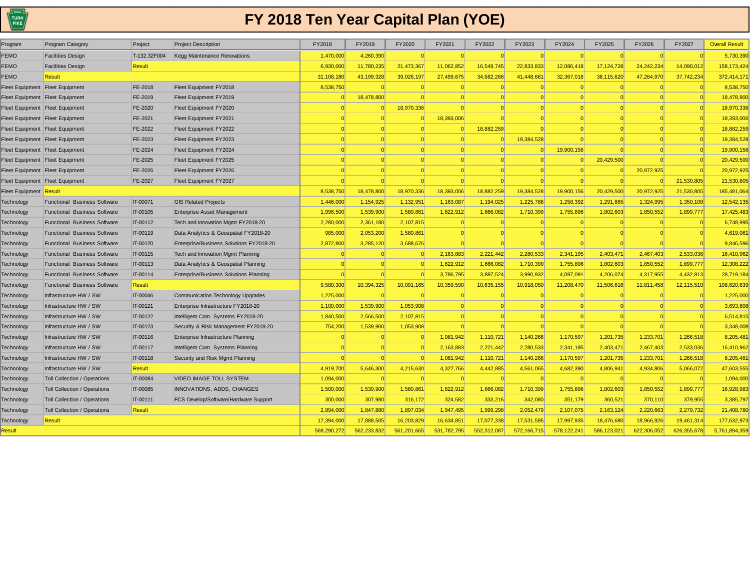# FY 2018 Ten Year Capital Plan (YOE)

| Program | Program Category | Project | Project Description | FY2018 | FY2019 | FY2020 | FY2021 | FY2022 | FY2023 | FY2024 | FY2025 | FY2026 | FY2027 | Overall Result |
|---|---|---|---|---|---|---|---|---|---|---|---|---|---|---|
| FEMO | Facilities Design | T-132.32F004 | Kegg Maintenance Renovations | 1,470,000 | 4,260,390 | 0 | 0 | 0 | 0 | 0 | 0 | 0 | 0 | 5,730,390 |
| FEMO | Facilities Design | Result | | 6,930,000 | 11,780,235 | 21,473,367 | 11,062,852 | 16,549,745 | 22,833,833 | 12,086,418 | 17,124,728 | 24,242,234 | 14,090,012 | 158,173,424 |
| FEMO | Result | | | 31,108,180 | 43,199,328 | 39,026,197 | 27,459,675 | 34,682,268 | 41,448,681 | 32,367,018 | 38,115,620 | 47,264,970 | 37,742,234 | 372,414,171 |
| Fleet Equipment | Fleet Equipment | FE-2018 | Fleet Equipment FY2018 | 8,538,750 | 0 | 0 | 0 | 0 | 0 | 0 | 0 | 0 | 0 | 8,538,750 |
| Fleet Equipment | Fleet Equipment | FE-2019 | Fleet Equipment FY2019 | 0 | 18,478,800 | 0 | 0 | 0 | 0 | 0 | 0 | 0 | 0 | 18,478,800 |
| Fleet Equipment | Fleet Equipment | FE-2020 | Fleet Equipment FY2020 | 0 | 0 | 18,970,336 | 0 | 0 | 0 | 0 | 0 | 0 | 0 | 18,970,336 |
| Fleet Equipment | Fleet Equipment | FE-2021 | Fleet Equipment FY2021 | 0 | 0 | 0 | 18,393,006 | 0 | 0 | 0 | 0 | 0 | 0 | 18,393,006 |
| Fleet Equipment | Fleet Equipment | FE-2022 | Fleet Equipment FY2022 | 0 | 0 | 0 | 0 | 18,882,259 | 0 | 0 | 0 | 0 | 0 | 18,882,259 |
| Fleet Equipment | Fleet Equipment | FE-2023 | Fleet Equipment FY2023 | 0 | 0 | 0 | 0 | 0 | 19,384,528 | 0 | 0 | 0 | 0 | 19,384,528 |
| Fleet Equipment | Fleet Equipment | FE-2024 | Fleet Equipment FY2024 | 0 | 0 | 0 | 0 | 0 | 0 | 19,900,156 | 0 | 0 | 0 | 19,900,156 |
| Fleet Equipment | Fleet Equipment | FE-2025 | Fleet Equipment FY2025 | 0 | 0 | 0 | 0 | 0 | 0 | 0 | 20,429,500 | 0 | 0 | 20,429,500 |
| Fleet Equipment | Fleet Equipment | FE-2026 | Fleet Equipment FY2026 | 0 | 0 | 0 | 0 | 0 | 0 | 0 | 0 | 20,972,925 | 0 | 20,972,925 |
| Fleet Equipment | Fleet Equipment | FE-2027 | Fleet Equipment FY2027 | 0 | 0 | 0 | 0 | 0 | 0 | 0 | 0 | 0 | 21,530,805 | 21,530,805 |
| Fleet Equipment | Result | | | 8,538,750 | 18,478,800 | 18,970,336 | 18,393,006 | 18,882,259 | 19,384,528 | 19,900,156 | 20,429,500 | 20,972,925 | 21,530,805 | 185,481,064 |
| Technology | Functional Business Software | IT-00071 | GIS Related Projects | 1,446,000 | 1,154,925 | 1,132,951 | 1,163,087 | 1,194,025 | 1,225,786 | 1,258,392 | 1,291,865 | 1,324,995 | 1,350,108 | 12,542,135 |
| Technology | Functional Business Software | IT-00105 | Enterprise Asset Management | 1,996,500 | 1,539,900 | 1,580,861 | 1,622,912 | 1,666,082 | 1,710,399 | 1,755,896 | 1,802,603 | 1,850,552 | 1,899,777 | 17,425,483 |
| Technology | Functional Business Software | IT-00112 | Tech and Innovation Mgmt FY2018-20 | 2,280,000 | 2,361,180 | 2,107,815 | 0 | 0 | 0 | 0 | 0 | 0 | 0 | 6,748,995 |
| Technology | Functional Business Software | IT-00119 | Data Analytics & Geospatial FY2018-20 | 985,000 | 2,053,200 | 1,580,861 | 0 | 0 | 0 | 0 | 0 | 0 | 0 | 4,619,061 |
| Technology | Functional Business Software | IT-00120 | Enterprise/Business Solutions FY2018-20 | 2,872,800 | 3,285,120 | 3,688,676 | 0 | 0 | 0 | 0 | 0 | 0 | 0 | 9,846,596 |
| Technology | Functional Business Software | IT-00115 | Tech and Innovation Mgmt Planning | 0 | 0 | 0 | 2,163,883 | 2,221,442 | 2,280,533 | 2,341,195 | 2,403,471 | 2,467,403 | 2,533,036 | 16,410,962 |
| Technology | Functional Business Software | IT-00113 | Data Analytics & Geospatial Planning | 0 | 0 | 0 | 1,622,912 | 1,666,082 | 1,710,399 | 1,755,896 | 1,802,603 | 1,850,552 | 1,899,777 | 12,308,222 |
| Technology | Functional Business Software | IT-00114 | Enterprise/Business Solutions Planning | 0 | 0 | 0 | 3,786,795 | 3,887,524 | 3,990,932 | 4,097,091 | 4,206,074 | 4,317,955 | 4,432,813 | 28,719,184 |
| Technology | Functional Business Software | Result | | 9,580,300 | 10,394,325 | 10,091,165 | 10,359,590 | 10,635,155 | 10,918,050 | 11,208,470 | 11,506,616 | 11,811,458 | 12,115,510 | 108,620,639 |
| Technology | Infrastructure HW / SW | IT-00046 | Communication Technology Upgrades | 1,225,000 | 0 | 0 | 0 | 0 | 0 | 0 | 0 | 0 | 0 | 1,225,000 |
| Technology | Infrastructure HW / SW | IT-00121 | Enterprise Infrastructure FY2018-20 | 1,100,000 | 1,539,900 | 1,053,908 | 0 | 0 | 0 | 0 | 0 | 0 | 0 | 3,693,808 |
| Technology | Infrastructure HW / SW | IT-00122 | Intelligent Com. Systems FY2018-20 | 1,840,500 | 2,566,500 | 2,107,815 | 0 | 0 | 0 | 0 | 0 | 0 | 0 | 6,514,815 |
| Technology | Infrastructure HW / SW | IT-00123 | Security & Risk Management FY2018-20 | 754,200 | 1,539,900 | 1,053,908 | 0 | 0 | 0 | 0 | 0 | 0 | 0 | 3,348,008 |
| Technology | Infrastructure HW / SW | IT-00116 | Enterprise Infrastructure Planning | 0 | 0 | 0 | 1,081,942 | 1,110,721 | 1,140,266 | 1,170,597 | 1,201,735 | 1,233,701 | 1,266,518 | 8,205,481 |
| Technology | Infrastructure HW / SW | IT-00117 | Intelligent Com. Systems Planning | 0 | 0 | 0 | 2,163,883 | 2,221,442 | 2,280,533 | 2,341,195 | 2,403,471 | 2,467,403 | 2,533,036 | 16,410,962 |
| Technology | Infrastructure HW / SW | IT-00118 | Security and Risk Mgmt Planning | 0 | 0 | 0 | 1,081,942 | 1,110,721 | 1,140,266 | 1,170,597 | 1,201,735 | 1,233,701 | 1,266,518 | 8,205,481 |
| Technology | Infrastructure HW / SW | Result | | 4,919,700 | 5,646,300 | 4,215,630 | 4,327,766 | 4,442,885 | 4,561,065 | 4,682,390 | 4,806,941 | 4,934,806 | 5,066,072 | 47,603,555 |
| Technology | Toll Collection / Operations | IT-00084 | VIDEO IMAGE TOLL SYSTEM | 1,094,000 | 0 | 0 | 0 | 0 | 0 | 0 | 0 | 0 | 0 | 1,094,000 |
| Technology | Toll Collection / Operations | IT-00085 | INNOVATIONS, ADDS, CHANGES | 1,500,000 | 1,539,900 | 1,580,861 | 1,622,912 | 1,666,082 | 1,710,399 | 1,755,896 | 1,802,603 | 1,850,552 | 1,899,777 | 16,928,983 |
| Technology | Toll Collection / Operations | IT-00111 | FCS Develop/Software/Hardware Support | 300,000 | 307,980 | 316,172 | 324,582 | 333,216 | 342,080 | 351,179 | 360,521 | 370,110 | 379,955 | 3,385,797 |
| Technology | Toll Collection / Operations | Result | | 2,894,000 | 1,847,880 | 1,897,034 | 1,947,495 | 1,999,298 | 2,052,479 | 2,107,075 | 2,163,124 | 2,220,663 | 2,279,732 | 21,408,780 |
| Technology | Result | | | 17,394,000 | 17,888,505 | 16,203,829 | 16,634,851 | 17,077,338 | 17,531,595 | 17,997,935 | 18,476,680 | 18,966,926 | 19,461,314 | 177,632,973 |
| Result | | | | 569,290,272 | 562,233,832 | 561,201,665 | 531,782,795 | 552,312,087 | 572,166,715 | 578,122,241 | 586,123,021 | 622,306,052 | 626,355,678 | 5,761,894,359 |